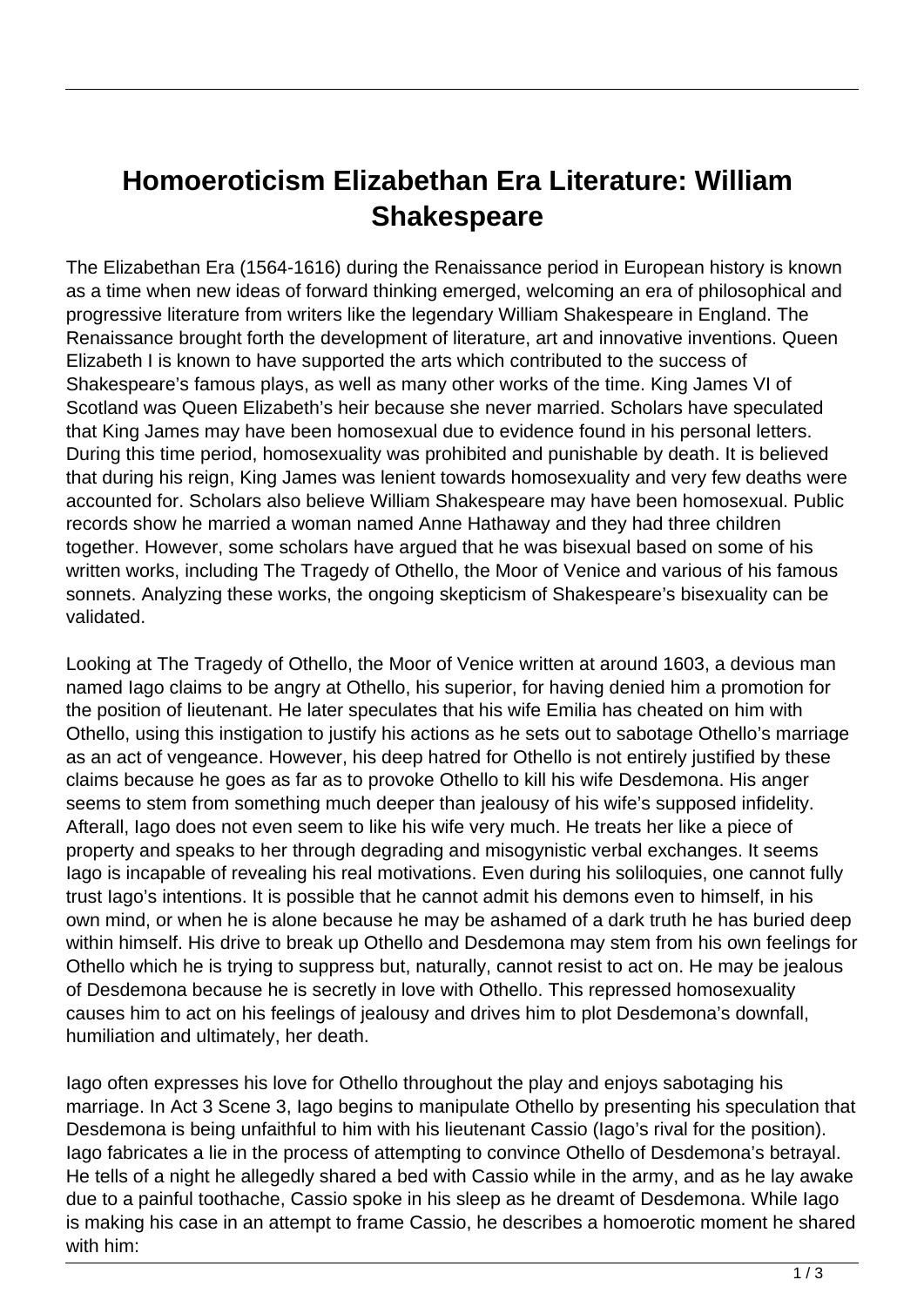# Homoeroticism Elizabethan Era Literature: William Shakespeare

The Elizabethan Era (1564-1616) during the Renaissance period in European history is known as a time when new ideas of forward thinking emerged, welcoming an era of philosophical and progressive literature from writers like the legendary William Shakespeare in England. The Renaissance brought forth the development of literature, art and innovative inventions. Queen Elizabeth I is known to have supported the arts which contributed to the success of Shakespeare's famous plays, as well as many other works of the time. King James VI of Scotland was Queen Elizabeth's heir because she never married. Scholars have speculated that King James may have been homosexual due to evidence found in his personal letters. During this time period, homosexuality was prohibited and punishable by death. It is believed that during his reign, King James was lenient towards homosexuality and very few deaths were accounted for. Scholars also believe William Shakespeare may have been homosexual. Public records show he married a woman named Anne Hathaway and they had three children together. However, some scholars have argued that he was bisexual based on some of his written works, including The Tragedy of Othello, the Moor of Venice and various of his famous sonnets. Analyzing these works, the ongoing skepticism of Shakespeare's bisexuality can be validated.

Looking at The Tragedy of Othello, the Moor of Venice written at around 1603, a devious man named Iago claims to be angry at Othello, his superior, for having denied him a promotion for the position of lieutenant. He later speculates that his wife Emilia has cheated on him with Othello, using this instigation to justify his actions as he sets out to sabotage Othello's marriage as an act of vengeance. However, his deep hatred for Othello is not entirely justified by these claims because he goes as far as to provoke Othello to kill his wife Desdemona. His anger seems to stem from something much deeper than jealousy of his wife's supposed infidelity. Afterall, Iago does not even seem to like his wife very much. He treats her like a piece of property and speaks to her through degrading and misogynistic verbal exchanges. It seems Iago is incapable of revealing his real motivations. Even during his soliloquies, one cannot fully trust Iago's intentions. It is possible that he cannot admit his demons even to himself, in his own mind, or when he is alone because he may be ashamed of a dark truth he has buried deep within himself. His drive to break up Othello and Desdemona may stem from his own feelings for Othello which he is trying to suppress but, naturally, cannot resist to act on. He may be jealous of Desdemona because he is secretly in love with Othello. This repressed homosexuality causes him to act on his feelings of jealousy and drives him to plot Desdemona's downfall, humiliation and ultimately, her death.

Iago often expresses his love for Othello throughout the play and enjoys sabotaging his marriage. In Act 3 Scene 3, Iago begins to manipulate Othello by presenting his speculation that Desdemona is being unfaithful to him with his lieutenant Cassio (Iago's rival for the position). Iago fabricates a lie in the process of attempting to convince Othello of Desdemona's betrayal. He tells of a night he allegedly shared a bed with Cassio while in the army, and as he lay awake due to a painful toothache, Cassio spoke in his sleep as he dreamt of Desdemona. While Iago is making his case in an attempt to frame Cassio, he describes a homoerotic moment he shared with him: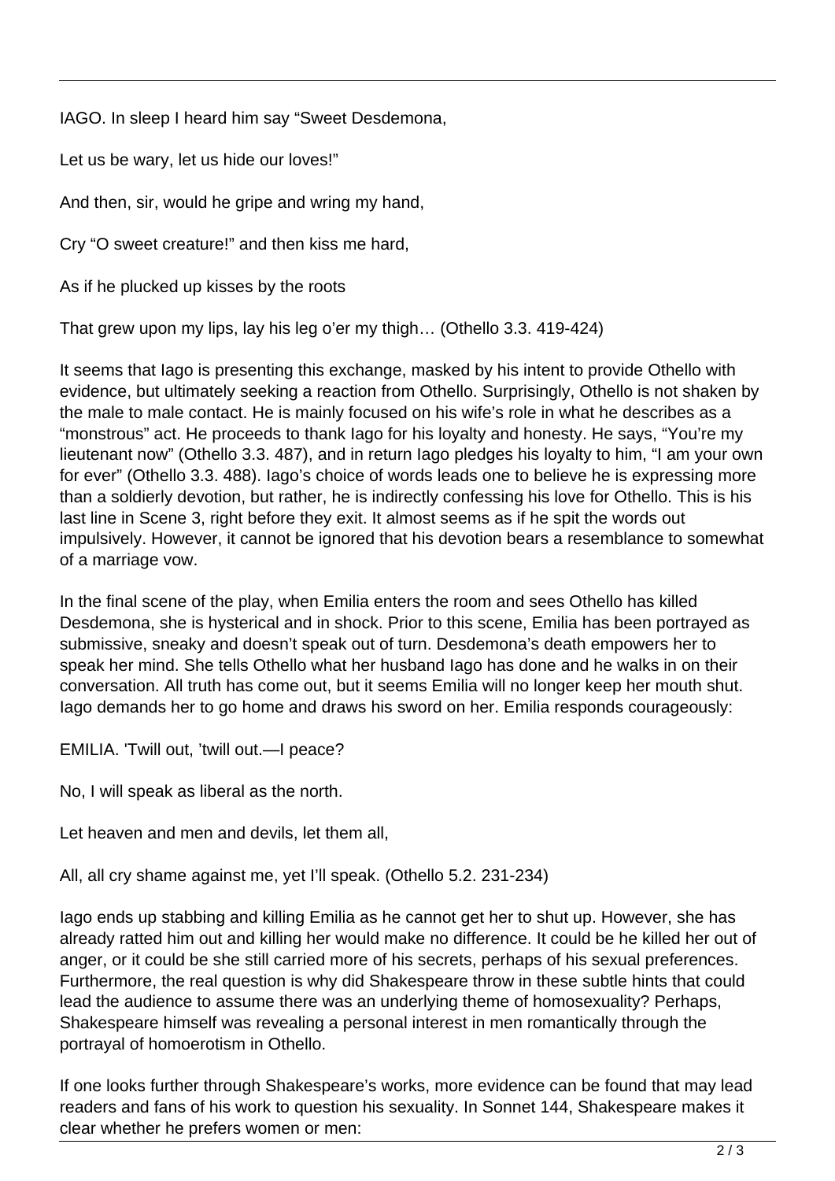IAGO. In sleep I heard him say "Sweet Desdemona,

Let us be wary, let us hide our loves!"

And then, sir, would he gripe and wring my hand,

Cry "O sweet creature!" and then kiss me hard,

As if he plucked up kisses by the roots

That grew upon my lips, lay his leg o'er my thigh… (Othello 3.3. 419-424)

It seems that Iago is presenting this exchange, masked by his intent to provide Othello with evidence, but ultimately seeking a reaction from Othello. Surprisingly, Othello is not shaken by the male to male contact. He is mainly focused on his wife's role in what he describes as a "monstrous" act. He proceeds to thank Iago for his loyalty and honesty. He says, "You're my lieutenant now" (Othello 3.3. 487), and in return Iago pledges his loyalty to him, "I am your own for ever" (Othello 3.3. 488). Iago's choice of words leads one to believe he is expressing more than a soldierly devotion, but rather, he is indirectly confessing his love for Othello. This is his last line in Scene 3, right before they exit. It almost seems as if he spit the words out impulsively. However, it cannot be ignored that his devotion bears a resemblance to somewhat of a marriage vow.

In the final scene of the play, when Emilia enters the room and sees Othello has killed Desdemona, she is hysterical and in shock. Prior to this scene, Emilia has been portrayed as submissive, sneaky and doesn't speak out of turn. Desdemona's death empowers her to speak her mind. She tells Othello what her husband Iago has done and he walks in on their conversation. All truth has come out, but it seems Emilia will no longer keep her mouth shut. Iago demands her to go home and draws his sword on her. Emilia responds courageously:

EMILIA. 'Twill out, 'twill out.—I peace?

No, I will speak as liberal as the north.

Let heaven and men and devils, let them all,

All, all cry shame against me, yet I'll speak. (Othello 5.2. 231-234)

Iago ends up stabbing and killing Emilia as he cannot get her to shut up. However, she has already ratted him out and killing her would make no difference. It could be he killed her out of anger, or it could be she still carried more of his secrets, perhaps of his sexual preferences. Furthermore, the real question is why did Shakespeare throw in these subtle hints that could lead the audience to assume there was an underlying theme of homosexuality? Perhaps, Shakespeare himself was revealing a personal interest in men romantically through the portrayal of homoerotism in Othello.

If one looks further through Shakespeare's works, more evidence can be found that may lead readers and fans of his work to question his sexuality. In Sonnet 144, Shakespeare makes it clear whether he prefers women or men: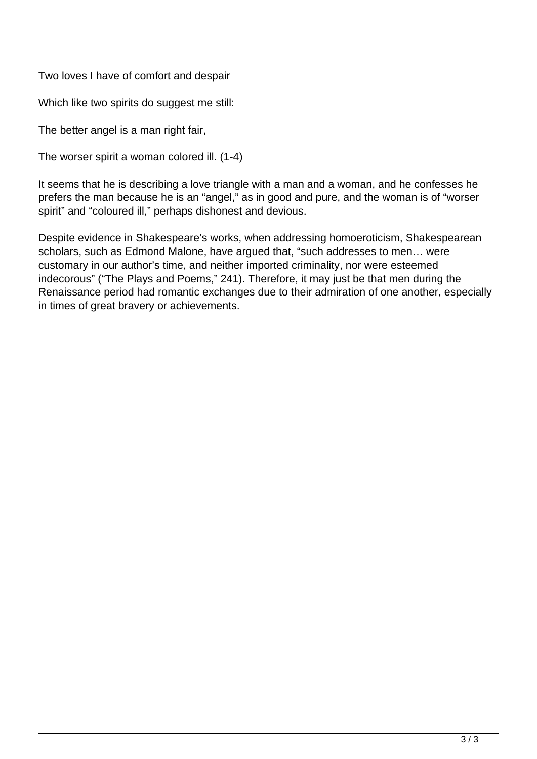Two loves I have of comfort and despair

Which like two spirits do suggest me still:

The better angel is a man right fair,

The worser spirit a woman colored ill. (1-4)

It seems that he is describing a love triangle with a man and a woman, and he confesses he prefers the man because he is an “angel,” as in good and pure, and the woman is of “worser spirit” and “coloured ill,” perhaps dishonest and devious.

Despite evidence in Shakespeare’s works, when addressing homoeroticism, Shakespearean scholars, such as Edmond Malone, have argued that, “such addresses to men… were customary in our author’s time, and neither imported criminality, nor were esteemed indecorous” (“The Plays and Poems,” 241). Therefore, it may just be that men during the Renaissance period had romantic exchanges due to their admiration of one another, especially in times of great bravery or achievements.